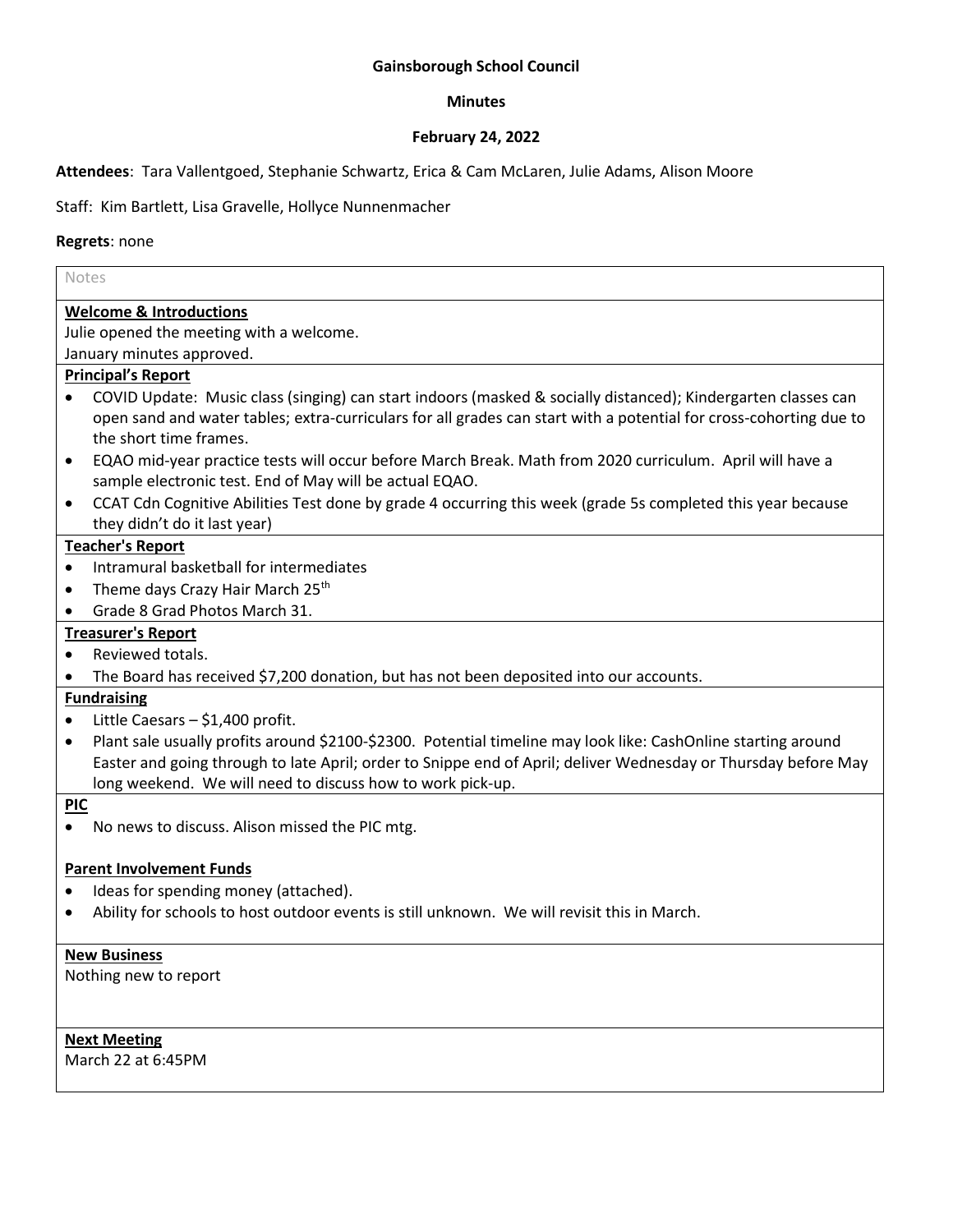**Gainsborough School Council**

**Minutes**

**February 24, 2022**

**Attendees**: Tara Vallentgoed, Stephanie Schwartz, Erica & Cam McLaren, Julie Adams, Alison Moore

Staff: Kim Bartlett, Lisa Gravelle, Hollyce Nunnenmacher

**Regrets**: none

Notes

**Welcome & Introductions**

Julie opened the meeting with a welcome.
January minutes approved.

**Principal's Report**

- COVID Update: Music class (singing) can start indoors (masked & socially distanced); Kindergarten classes can open sand and water tables; extra-curriculars for all grades can start with a potential for cross-cohorting due to the short time frames.
- EQAO mid-year practice tests will occur before March Break. Math from 2020 curriculum. April will have a sample electronic test. End of May will be actual EQAO.
- CCAT Cdn Cognitive Abilities Test done by grade 4 occurring this week (grade 5s completed this year because they didn't do it last year)

**Teacher's Report**

- Intramural basketball for intermediates
- Theme days Crazy Hair March 25th
- Grade 8 Grad Photos March 31.

**Treasurer's Report**

- Reviewed totals.
- The Board has received $7,200 donation, but has not been deposited into our accounts.

**Fundraising**

- Little Caesars – $1,400 profit.
- Plant sale usually profits around $2100-$2300. Potential timeline may look like: CashOnline starting around Easter and going through to late April; order to Snippe end of April; deliver Wednesday or Thursday before May long weekend. We will need to discuss how to work pick-up.

**PIC**

- No news to discuss. Alison missed the PIC mtg.

**Parent Involvement Funds**

- Ideas for spending money (attached).
- Ability for schools to host outdoor events is still unknown. We will revisit this in March.

**New Business**

Nothing new to report

**Next Meeting**

March 22 at 6:45PM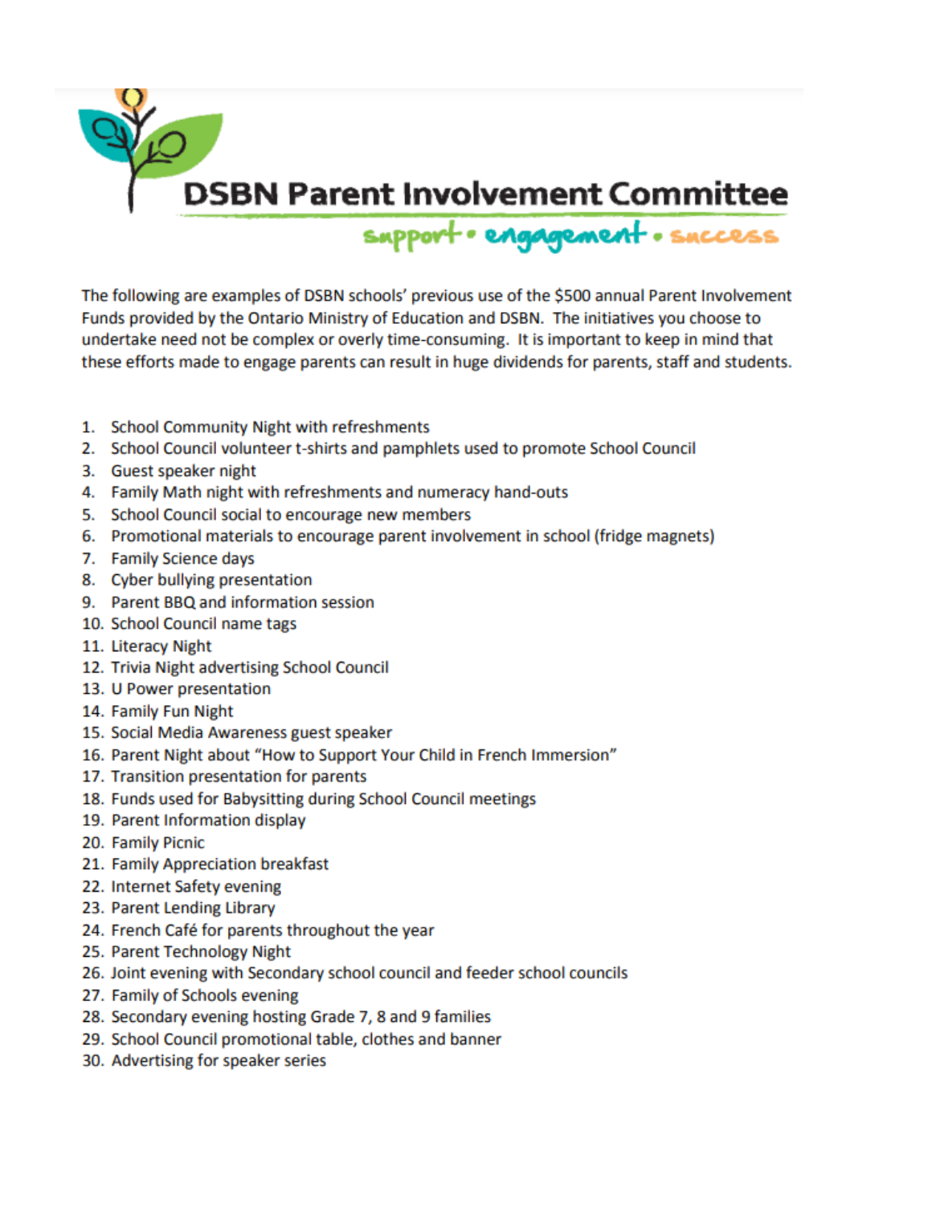# DSBN Parent Involvement Committee

support • engagement • success

The following are examples of DSBN schools' previous use of the $500 annual Parent Involvement Funds provided by the Ontario Ministry of Education and DSBN. The initiatives you choose to undertake need not be complex or overly time-consuming. It is important to keep in mind that these efforts made to engage parents can result in huge dividends for parents, staff and students.

1. School Community Night with refreshments
2. School Council volunteer t-shirts and pamphlets used to promote School Council
3. Guest speaker night
4. Family Math night with refreshments and numeracy hand-outs
5. School Council social to encourage new members
6. Promotional materials to encourage parent involvement in school (fridge magnets)
7. Family Science days
8. Cyber bullying presentation
9. Parent BBQ and information session
10. School Council name tags
11. Literacy Night
12. Trivia Night advertising School Council
13. U Power presentation
14. Family Fun Night
15. Social Media Awareness guest speaker
16. Parent Night about "How to Support Your Child in French Immersion"
17. Transition presentation for parents
18. Funds used for Babysitting during School Council meetings
19. Parent Information display
20. Family Picnic
21. Family Appreciation breakfast
22. Internet Safety evening
23. Parent Lending Library
24. French Café for parents throughout the year
25. Parent Technology Night
26. Joint evening with Secondary school council and feeder school councils
27. Family of Schools evening
28. Secondary evening hosting Grade 7, 8 and 9 families
29. School Council promotional table, clothes and banner
30. Advertising for speaker series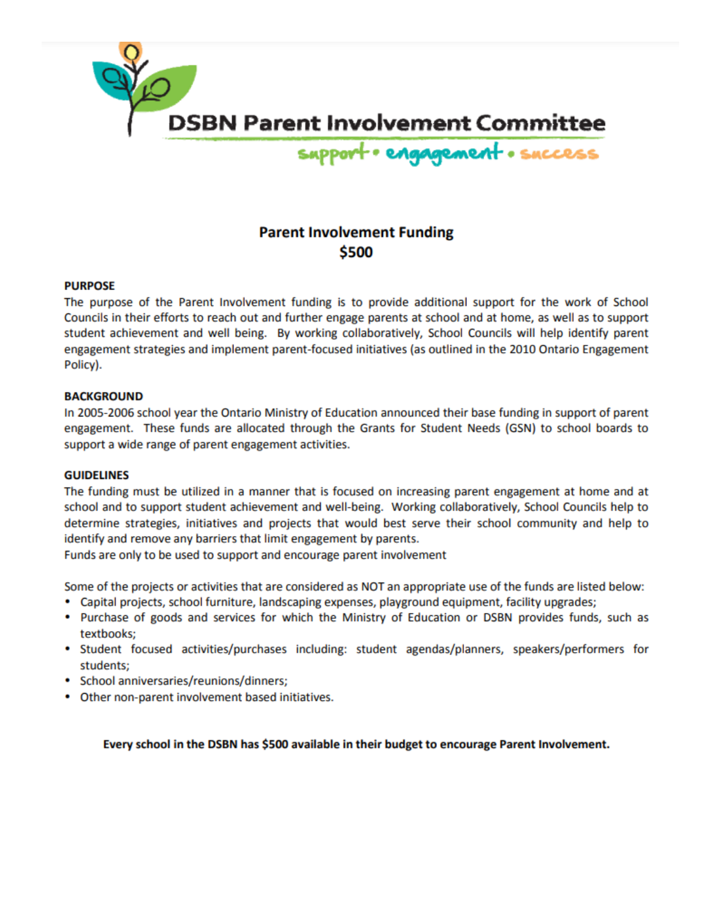# DSBN Parent Involvement Committee

support • engagement • success

## Parent Involvement Funding
## $500

**PURPOSE**

The purpose of the Parent Involvement funding is to provide additional support for the work of School Councils in their efforts to reach out and further engage parents at school and at home, as well as to support student achievement and well being. By working collaboratively, School Councils will help identify parent engagement strategies and implement parent-focused initiatives (as outlined in the 2010 Ontario Engagement Policy).

**BACKGROUND**

In 2005-2006 school year the Ontario Ministry of Education announced their base funding in support of parent engagement. These funds are allocated through the Grants for Student Needs (GSN) to school boards to support a wide range of parent engagement activities.

**GUIDELINES**

The funding must be utilized in a manner that is focused on increasing parent engagement at home and at school and to support student achievement and well-being. Working collaboratively, School Councils help to determine strategies, initiatives and projects that would best serve their school community and help to identify and remove any barriers that limit engagement by parents.
Funds are only to be used to support and encourage parent involvement

Some of the projects or activities that are considered as NOT an appropriate use of the funds are listed below:

- Capital projects, school furniture, landscaping expenses, playground equipment, facility upgrades;
- Purchase of goods and services for which the Ministry of Education or DSBN provides funds, such as textbooks;
- Student focused activities/purchases including: student agendas/planners, speakers/performers for students;
- School anniversaries/reunions/dinners;
- Other non-parent involvement based initiatives.

**Every school in the DSBN has $500 available in their budget to encourage Parent Involvement.**